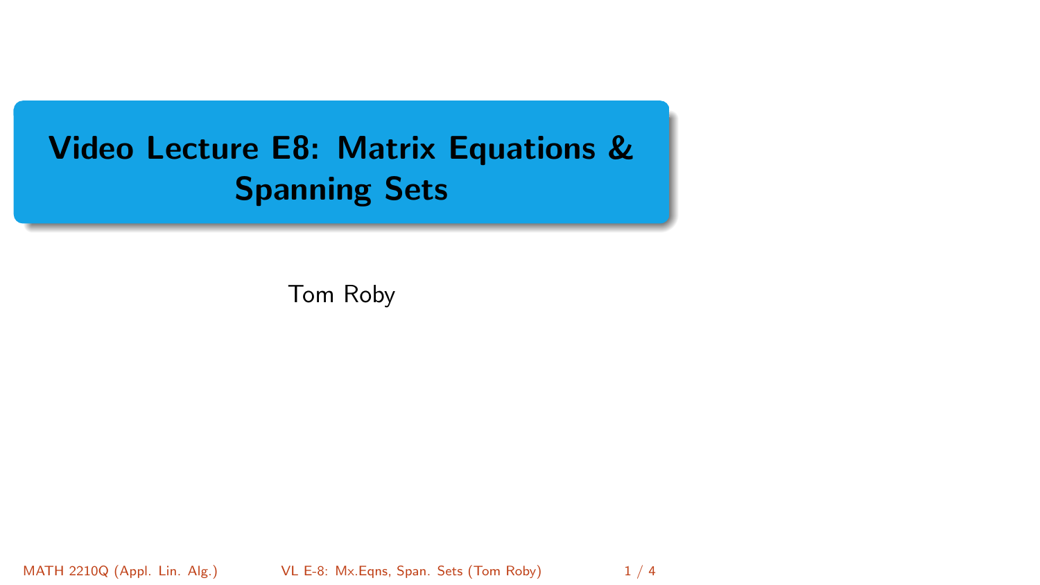# Video Lecture E8: Matrix Equations & Spanning Sets

Tom Roby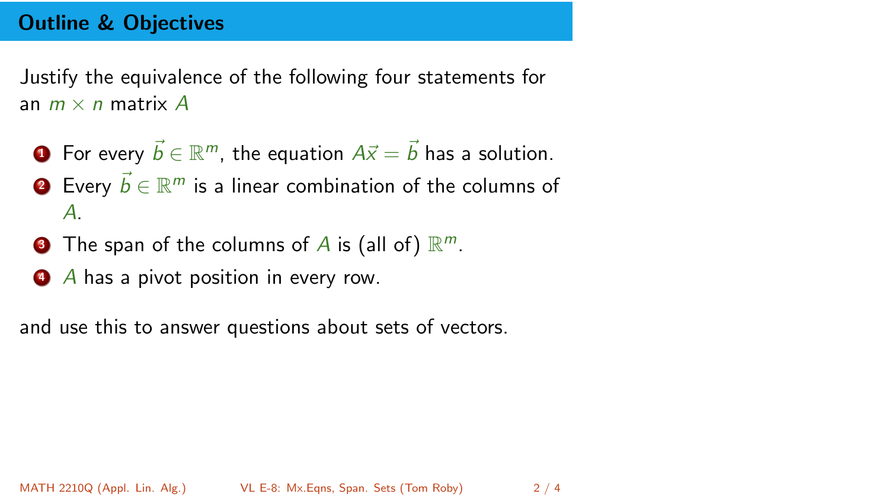## Outline & Objectives

Justify the equivalence of the following four statements for an $m \times n$ matrix $A$

1. For every $\vec{b} \in \mathbb{R}^m$, the equation $A\vec{x} = \vec{b}$ has a solution.
2. Every $\vec{b} \in \mathbb{R}^m$ is a linear combination of the columns of $A$.
3. The span of the columns of $A$ is (all of) $\mathbb{R}^m$.
4. $A$ has a pivot position in every row.

and use this to answer questions about sets of vectors.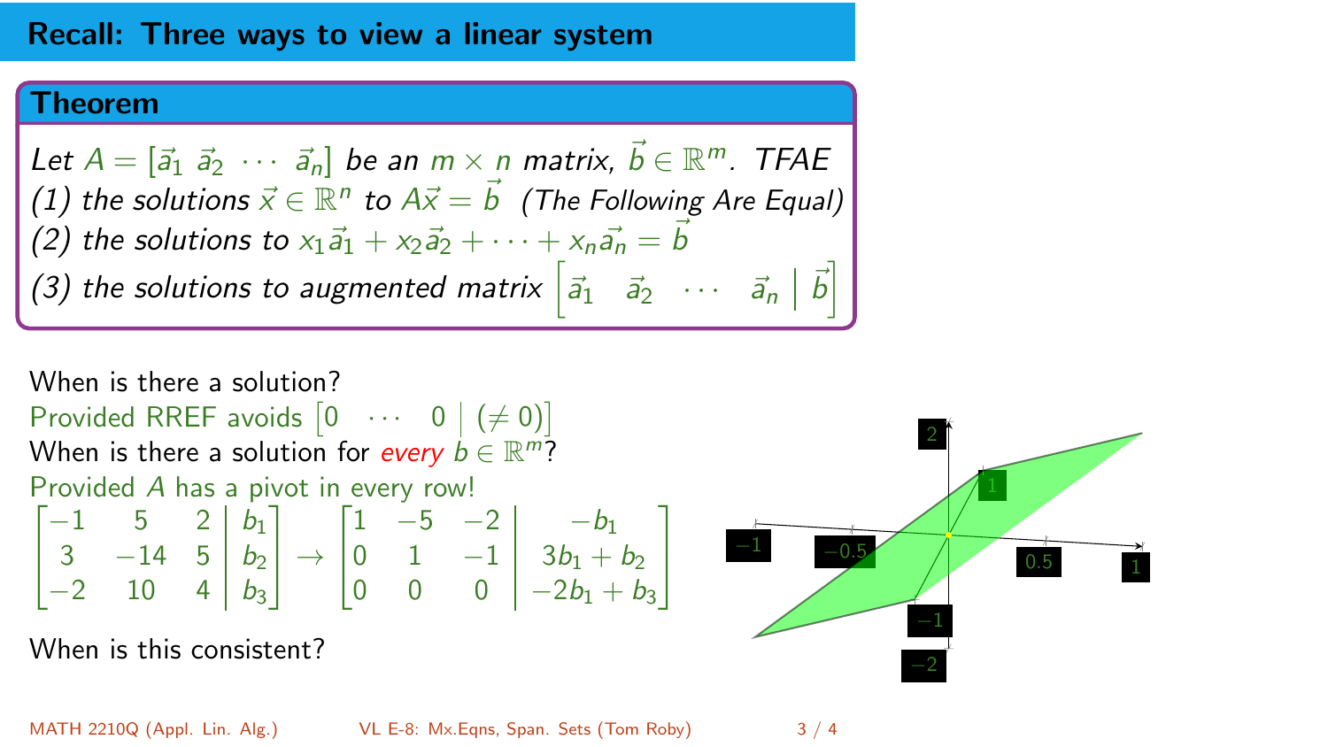## Recall: Three ways to view a linear system

### Theorem

*Let $A = [\vec{a}_1 \ \vec{a}_2 \ \cdots \ \vec{a}_n]$ be an $m \times n$ matrix, $\vec{b} \in \mathbb{R}^m$. TFAE*
*(1) the solutions $\vec{x} \in \mathbb{R}^n$ to $A\vec{x} = \vec{b}$ (The Following Are Equal)*
*(2) the solutions to $x_1\vec{a}_1 + x_2\vec{a}_2 + \cdots + x_n\vec{a}_n = \vec{b}$*
*(3) the solutions to augmented matrix $\left[\begin{array}{cccc|c} \vec{a}_1 & \vec{a}_2 & \cdots & \vec{a}_n & \vec{b} \end{array}\right]$*

When is there a solution?
Provided RREF avoids $\left[\begin{array}{ccc|c} 0 & \cdots & 0 & (\neq 0) \end{array}\right]$
When is there a solution for *every* $b \in \mathbb{R}^m$?
Provided $A$ has a pivot in every row!

$$\left[\begin{array}{ccc|c} -1 & 5 & 2 & b_1 \\ 3 & -14 & 5 & b_2 \\ -2 & 10 & 4 & b_3 \end{array}\right] \rightarrow \left[\begin{array}{ccc|c} 1 & -5 & -2 & -b_1 \\ 0 & 1 & -1 & 3b_1 + b_2 \\ 0 & 0 & 0 & -2b_1 + b_3 \end{array}\right]$$

When is this consistent?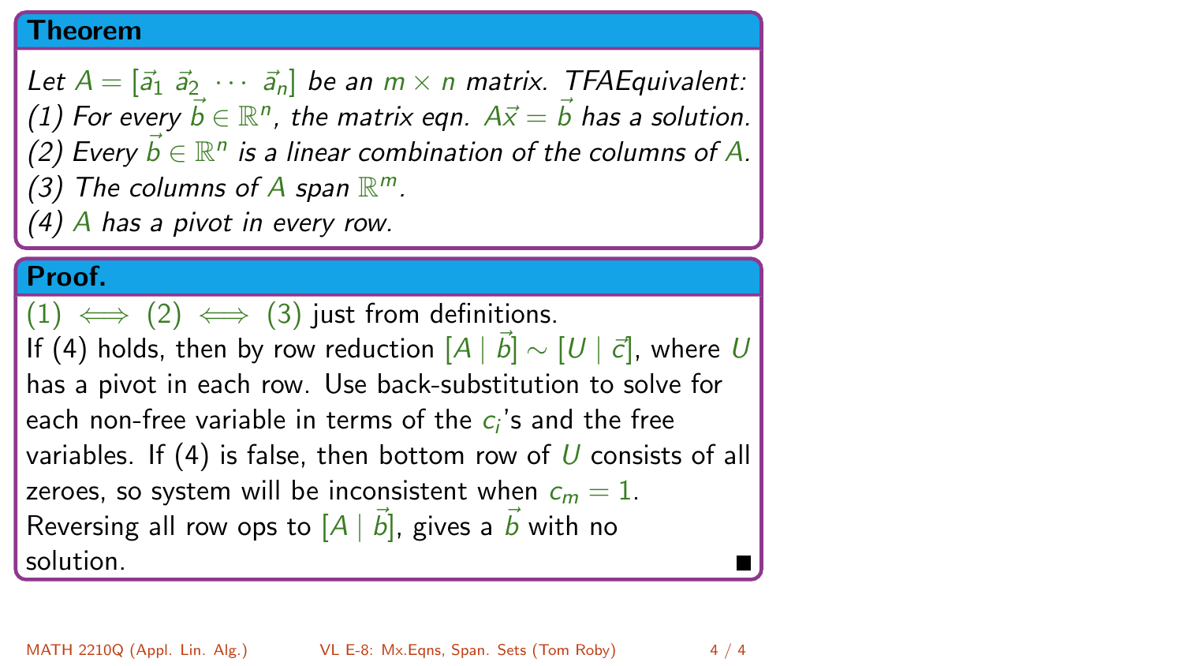**Theorem**

*Let $A = [\vec{a}_1 \ \vec{a}_2 \ \cdots \ \vec{a}_n]$ be an $m \times n$ matrix. TFAEquivalent:*
*(1) For every $\vec{b} \in \mathbb{R}^n$, the matrix eqn. $A\vec{x} = \vec{b}$ has a solution.*
*(2) Every $\vec{b} \in \mathbb{R}^n$ is a linear combination of the columns of $A$.*
*(3) The columns of $A$ span $\mathbb{R}^m$.*
*(4) $A$ has a pivot in every row.*

**Proof.**

$(1) \iff (2) \iff (3)$ just from definitions.
If (4) holds, then by row reduction $[A \mid \vec{b}] \sim [U \mid \vec{c}]$, where $U$ has a pivot in each row. Use back-substitution to solve for each non-free variable in terms of the $c_i$'s and the free variables. If (4) is false, then bottom row of $U$ consists of all zeroes, so system will be inconsistent when $c_m = 1$. Reversing all row ops to $[A \mid \vec{b}]$, gives a $\vec{b}$ with no solution. ■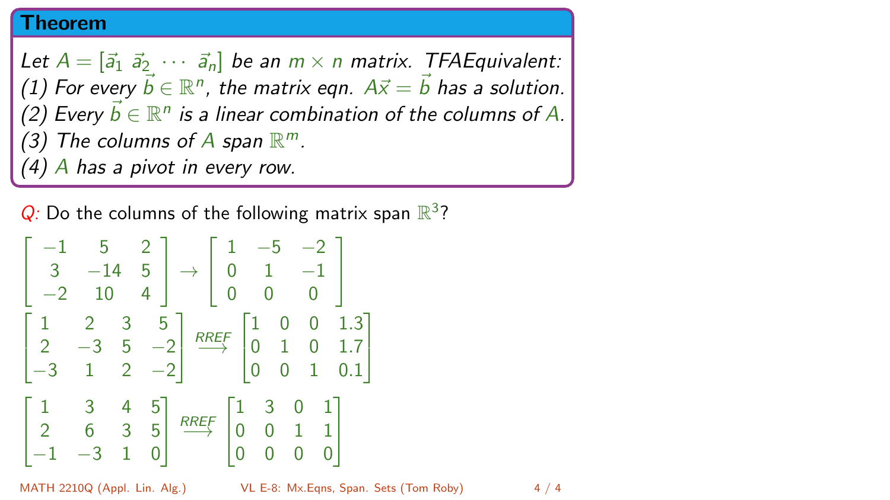## Theorem

*Let $A = [\vec{a}_1 \ \vec{a}_2 \ \cdots \ \vec{a}_n]$ be an $m \times n$ matrix. TFAEquivalent:*
*(1) For every $\vec{b} \in \mathbb{R}^n$, the matrix eqn. $A\vec{x} = \vec{b}$ has a solution.*
*(2) Every $\vec{b} \in \mathbb{R}^n$ is a linear combination of the columns of $A$.*
*(3) The columns of $A$ span $\mathbb{R}^m$.*
*(4) $A$ has a pivot in every row.*

*Q:* Do the columns of the following matrix span $\mathbb{R}^3$?

$$\begin{bmatrix} -1 & 5 & 2 \\ 3 & -14 & 5 \\ -2 & 10 & 4 \end{bmatrix} \to \begin{bmatrix} 1 & -5 & -2 \\ 0 & 1 & -1 \\ 0 & 0 & 0 \end{bmatrix}$$

$$\begin{bmatrix} 1 & 2 & 3 & 5 \\ 2 & -3 & 5 & -2 \\ -3 & 1 & 2 & -2 \end{bmatrix} \xrightarrow{RREF} \begin{bmatrix} 1 & 0 & 0 & 1.3 \\ 0 & 1 & 0 & 1.7 \\ 0 & 0 & 1 & 0.1 \end{bmatrix}$$

$$\begin{bmatrix} 1 & 3 & 4 & 5 \\ 2 & 6 & 3 & 5 \\ -1 & -3 & 1 & 0 \end{bmatrix} \xrightarrow{RREF} \begin{bmatrix} 1 & 3 & 0 & 1 \\ 0 & 0 & 1 & 1 \\ 0 & 0 & 0 & 0 \end{bmatrix}$$